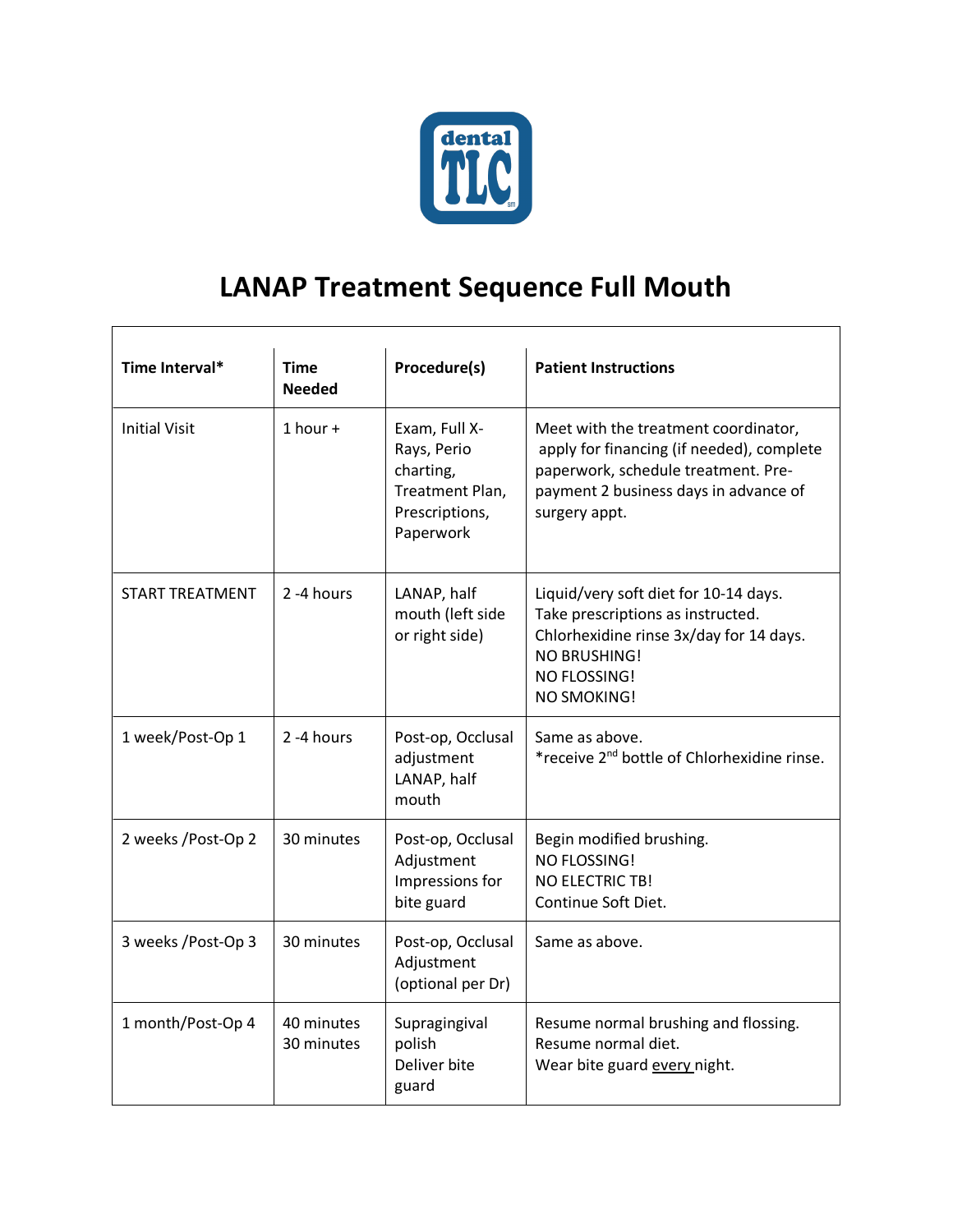# LANAP Treatment Sequence Full Mouth

| Time Interval* | Time Needed | Procedure(s) | Patient Instructions |
|---|---|---|---|
| Initial Visit | 1 hour + | Exam, Full X-Rays, Perio charting, Treatment Plan, Prescriptions, Paperwork | Meet with the treatment coordinator, apply for financing (if needed), complete paperwork, schedule treatment. Pre-payment 2 business days in advance of surgery appt. |
| START TREATMENT | 2 -4 hours | LANAP, half mouth (left side or right side) | Liquid/very soft diet for 10-14 days.<br>Take prescriptions as instructed.<br>Chlorhexidine rinse 3x/day for 14 days.<br>NO BRUSHING!<br>NO FLOSSING!<br>NO SMOKING! |
| 1 week/Post-Op 1 | 2 -4 hours | Post-op, Occlusal adjustment<br>LANAP, half mouth | Same as above.<br>*receive 2nd bottle of Chlorhexidine rinse. |
| 2 weeks /Post-Op 2 | 30 minutes | Post-op, Occlusal Adjustment<br>Impressions for bite guard | Begin modified brushing.<br>NO FLOSSING!<br>NO ELECTRIC TB!<br>Continue Soft Diet. |
| 3 weeks /Post-Op 3 | 30 minutes | Post-op, Occlusal Adjustment (optional per Dr) | Same as above. |
| 1 month/Post-Op 4 | 40 minutes<br>30 minutes | Supragingival polish<br>Deliver bite guard | Resume normal brushing and flossing.<br>Resume normal diet.<br>Wear bite guard <u>every</u> night. |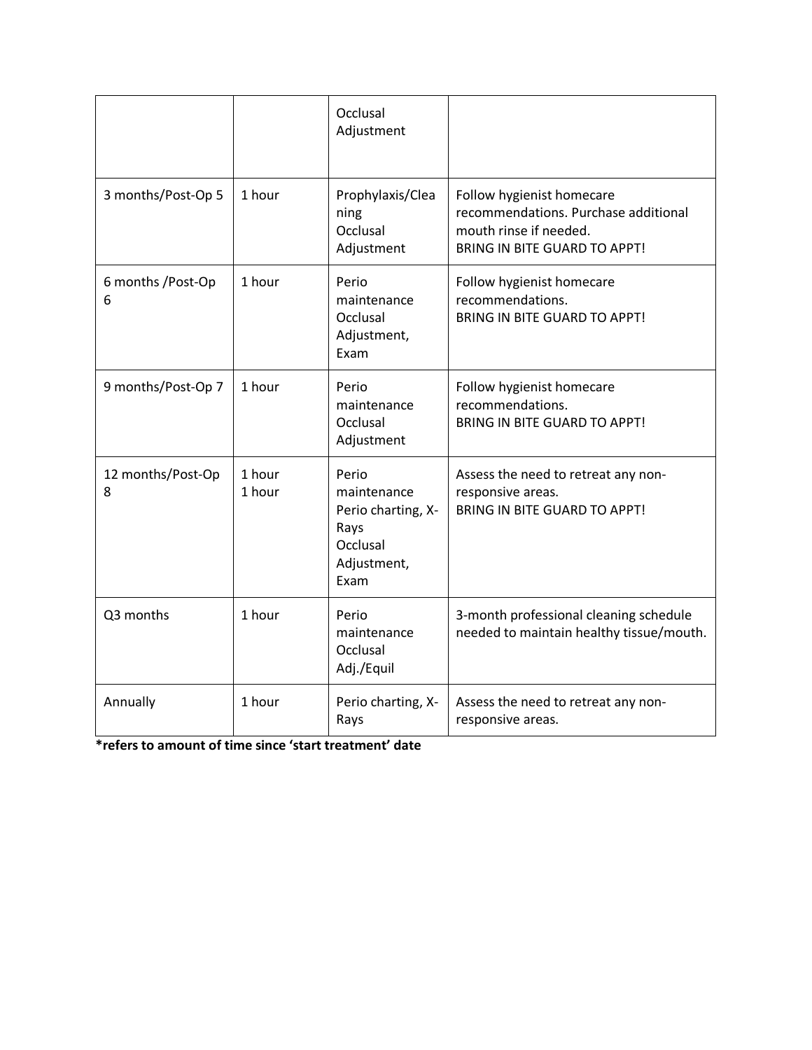| | | | |
|---|---|---|---|
| | | Occlusal Adjustment | |
| 3 months/Post-Op 5 | 1 hour | Prophylaxis/Cleaning Occlusal Adjustment | Follow hygienist homecare recommendations. Purchase additional mouth rinse if needed. BRING IN BITE GUARD TO APPT! |
| 6 months /Post-Op 6 | 1 hour | Perio maintenance Occlusal Adjustment, Exam | Follow hygienist homecare recommendations. BRING IN BITE GUARD TO APPT! |
| 9 months/Post-Op 7 | 1 hour | Perio maintenance Occlusal Adjustment | Follow hygienist homecare recommendations. BRING IN BITE GUARD TO APPT! |
| 12 months/Post-Op 8 | 1 hour 1 hour | Perio maintenance Perio charting, X-Rays Occlusal Adjustment, Exam | Assess the need to retreat any non-responsive areas. BRING IN BITE GUARD TO APPT! |
| Q3 months | 1 hour | Perio maintenance Occlusal Adj./Equil | 3-month professional cleaning schedule needed to maintain healthy tissue/mouth. |
| Annually | 1 hour | Perio charting, X-Rays | Assess the need to retreat any non-responsive areas. |

**\*refers to amount of time since 'start treatment' date**